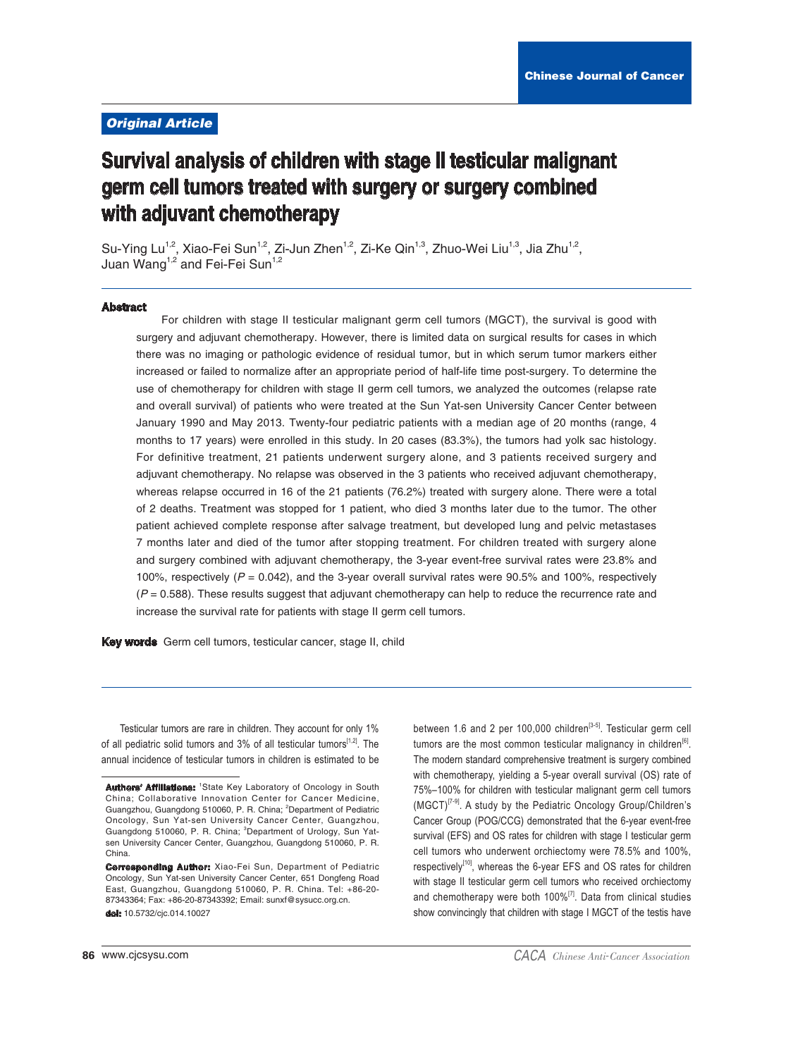Original Article

# Survival analysis of children with stage II testicular malignant germ cell tumors treated with surgery or surgery combined with adjuvant chemotherapy

Su-Ying Lu[1,2], Xiao-Fei Sun[1,2], Zi-Jun Zhen[1,2], Zi-Ke Qin[1,3], Zhuo-Wei Liu[1,3], Jia Zhu[1,2], Juan Wang[1,2] and Fei-Fei Sun[1,2]

## Abstract

For children with stage II testicular malignant germ cell tumors (MGCT), the survival is good with surgery and adjuvant chemotherapy. However, there is limited data on surgical results for cases in which there was no imaging or pathologic evidence of residual tumor, but in which serum tumor markers either increased or failed to normalize after an appropriate period of half-life time post-surgery. To determine the use of chemotherapy for children with stage II germ cell tumors, we analyzed the outcomes (relapse rate and overall survival) of patients who were treated at the Sun Yat-sen University Cancer Center between January 1990 and May 2013. Twenty-four pediatric patients with a median age of 20 months (range, 4 months to 17 years) were enrolled in this study. In 20 cases (83.3%), the tumors had yolk sac histology. For definitive treatment, 21 patients underwent surgery alone, and 3 patients received surgery and adjuvant chemotherapy. No relapse was observed in the 3 patients who received adjuvant chemotherapy, whereas relapse occurred in 16 of the 21 patients (76.2%) treated with surgery alone. There were a total of 2 deaths. Treatment was stopped for 1 patient, who died 3 months later due to the tumor. The other patient achieved complete response after salvage treatment, but developed lung and pelvic metastases 7 months later and died of the tumor after stopping treatment. For children treated with surgery alone and surgery combined with adjuvant chemotherapy, the 3-year event-free survival rates were 23.8% and 100%, respectively ($P$ = 0.042), and the 3-year overall survival rates were 90.5% and 100%, respectively ($P$ = 0.588). These results suggest that adjuvant chemotherapy can help to reduce the recurrence rate and increase the survival rate for patients with stage II germ cell tumors.

**Key words** Germ cell tumors, testicular cancer, stage II, child

Testicular tumors are rare in children. They account for only 1% of all pediatric solid tumors and 3% of all testicular tumors[1,2]. The annual incidence of testicular tumors in children is estimated to be between 1.6 and 2 per 100,000 children[3-5]. Testicular germ cell tumors are the most common testicular malignancy in children[6]. The modern standard comprehensive treatment is surgery combined with chemotherapy, yielding a 5-year overall survival (OS) rate of 75%–100% for children with testicular malignant germ cell tumors (MGCT)[7-9]. A study by the Pediatric Oncology Group/Children's Cancer Group (POG/CCG) demonstrated that the 6-year event-free survival (EFS) and OS rates for children with stage I testicular germ cell tumors who underwent orchiectomy were 78.5% and 100%, respectively[10], whereas the 6-year EFS and OS rates for children with stage II testicular germ cell tumors who received orchiectomy and chemotherapy were both 100%[7]. Data from clinical studies show convincingly that children with stage I MGCT of the testis have

**Authors' Affiliations:** [1]State Key Laboratory of Oncology in South China; Collaborative Innovation Center for Cancer Medicine, Guangzhou, Guangdong 510060, P. R. China; [2]Department of Pediatric Oncology, Sun Yat-sen University Cancer Center, Guangzhou, Guangdong 510060, P. R. China; [3]Department of Urology, Sun Yat-sen University Cancer Center, Guangzhou, Guangdong 510060, P. R. China.

**Corresponding Author:** Xiao-Fei Sun, Department of Pediatric Oncology, Sun Yat-sen University Cancer Center, 651 Dongfeng Road East, Guangzhou, Guangdong 510060, P. R. China. Tel: +86-20-87343364; Fax: +86-20-87343392; Email: sunxf@sysucc.org.cn.

**doi:** 10.5732/cjc.014.10027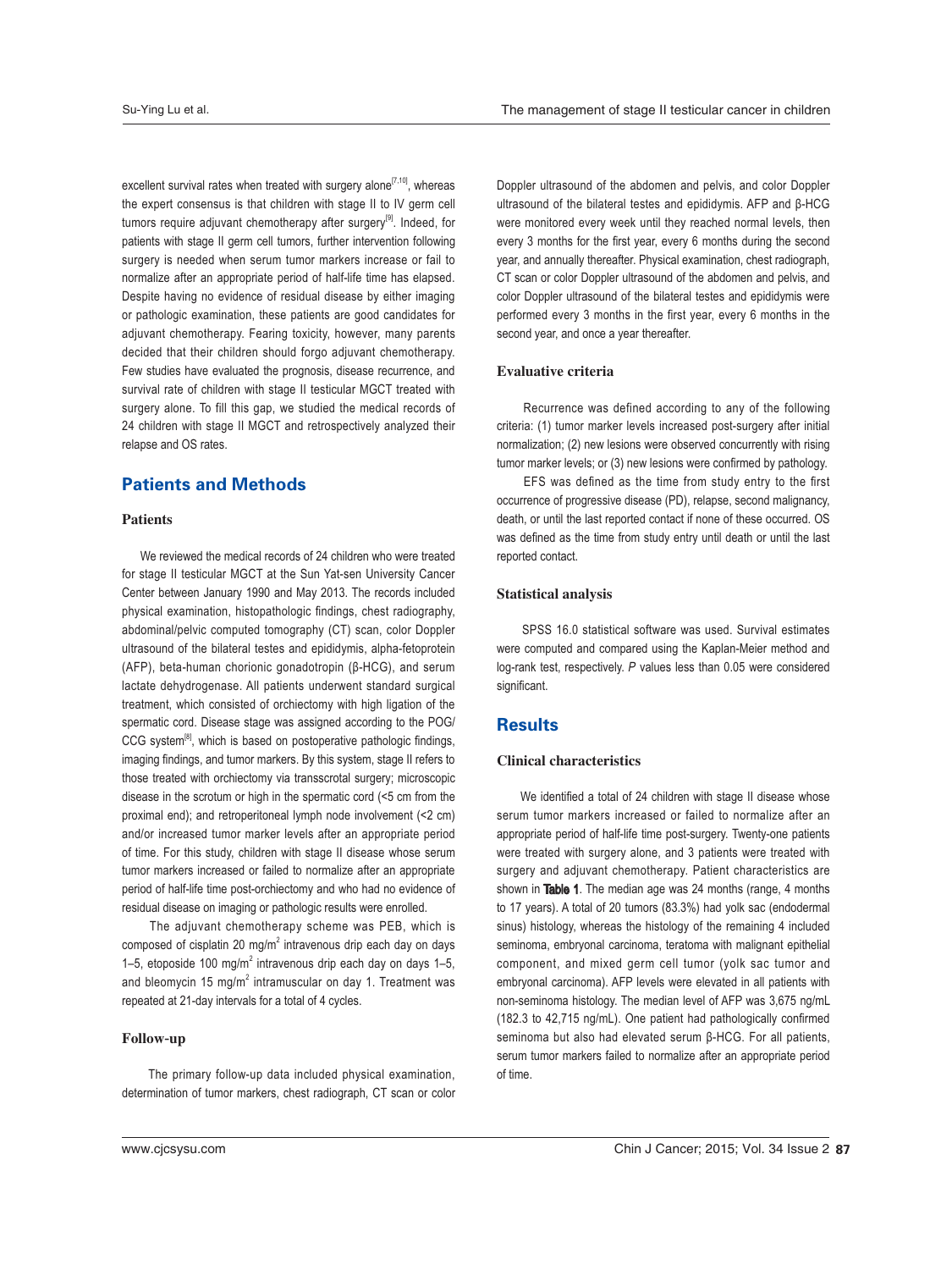excellent survival rates when treated with surgery alone[7,10], whereas the expert consensus is that children with stage II to IV germ cell tumors require adjuvant chemotherapy after surgery[9]. Indeed, for patients with stage II germ cell tumors, further intervention following surgery is needed when serum tumor markers increase or fail to normalize after an appropriate period of half-life time has elapsed. Despite having no evidence of residual disease by either imaging or pathologic examination, these patients are good candidates for adjuvant chemotherapy. Fearing toxicity, however, many parents decided that their children should forgo adjuvant chemotherapy. Few studies have evaluated the prognosis, disease recurrence, and survival rate of children with stage II testicular MGCT treated with surgery alone. To fill this gap, we studied the medical records of 24 children with stage II MGCT and retrospectively analyzed their relapse and OS rates.

## Patients and Methods

### Patients

We reviewed the medical records of 24 children who were treated for stage II testicular MGCT at the Sun Yat-sen University Cancer Center between January 1990 and May 2013. The records included physical examination, histopathologic findings, chest radiography, abdominal/pelvic computed tomography (CT) scan, color Doppler ultrasound of the bilateral testes and epididymis, alpha-fetoprotein (AFP), beta-human chorionic gonadotropin (β-HCG), and serum lactate dehydrogenase. All patients underwent standard surgical treatment, which consisted of orchiectomy with high ligation of the spermatic cord. Disease stage was assigned according to the POG/CCG system[8], which is based on postoperative pathologic findings, imaging findings, and tumor markers. By this system, stage II refers to those treated with orchiectomy via transscrotal surgery; microscopic disease in the scrotum or high in the spermatic cord (<5 cm from the proximal end); and retroperitoneal lymph node involvement (<2 cm) and/or increased tumor marker levels after an appropriate period of time. For this study, children with stage II disease whose serum tumor markers increased or failed to normalize after an appropriate period of half-life time post-orchiectomy and who had no evidence of residual disease on imaging or pathologic results were enrolled.

The adjuvant chemotherapy scheme was PEB, which is composed of cisplatin 20 mg/m$^2$ intravenous drip each day on days 1–5, etoposide 100 mg/m$^2$ intravenous drip each day on days 1–5, and bleomycin 15 mg/m$^2$ intramuscular on day 1. Treatment was repeated at 21-day intervals for a total of 4 cycles.

### Follow-up

The primary follow-up data included physical examination, determination of tumor markers, chest radiograph, CT scan or color Doppler ultrasound of the abdomen and pelvis, and color Doppler ultrasound of the bilateral testes and epididymis. AFP and β-HCG were monitored every week until they reached normal levels, then every 3 months for the first year, every 6 months during the second year, and annually thereafter. Physical examination, chest radiograph, CT scan or color Doppler ultrasound of the abdomen and pelvis, and color Doppler ultrasound of the bilateral testes and epididymis were performed every 3 months in the first year, every 6 months in the second year, and once a year thereafter.

### Evaluative criteria

Recurrence was defined according to any of the following criteria: (1) tumor marker levels increased post-surgery after initial normalization; (2) new lesions were observed concurrently with rising tumor marker levels; or (3) new lesions were confirmed by pathology.

EFS was defined as the time from study entry to the first occurrence of progressive disease (PD), relapse, second malignancy, death, or until the last reported contact if none of these occurred. OS was defined as the time from study entry until death or until the last reported contact.

### Statistical analysis

SPSS 16.0 statistical software was used. Survival estimates were computed and compared using the Kaplan-Meier method and log-rank test, respectively. *P* values less than 0.05 were considered significant.

## Results

### Clinical characteristics

We identified a total of 24 children with stage II disease whose serum tumor markers increased or failed to normalize after an appropriate period of half-life time post-surgery. Twenty-one patients were treated with surgery alone, and 3 patients were treated with surgery and adjuvant chemotherapy. Patient characteristics are shown in **Table 1**. The median age was 24 months (range, 4 months to 17 years). A total of 20 tumors (83.3%) had yolk sac (endodermal sinus) histology, whereas the histology of the remaining 4 included seminoma, embryonal carcinoma, teratoma with malignant epithelial component, and mixed germ cell tumor (yolk sac tumor and embryonal carcinoma). AFP levels were elevated in all patients with non-seminoma histology. The median level of AFP was 3,675 ng/mL (182.3 to 42,715 ng/mL). One patient had pathologically confirmed seminoma but also had elevated serum β-HCG. For all patients, serum tumor markers failed to normalize after an appropriate period of time.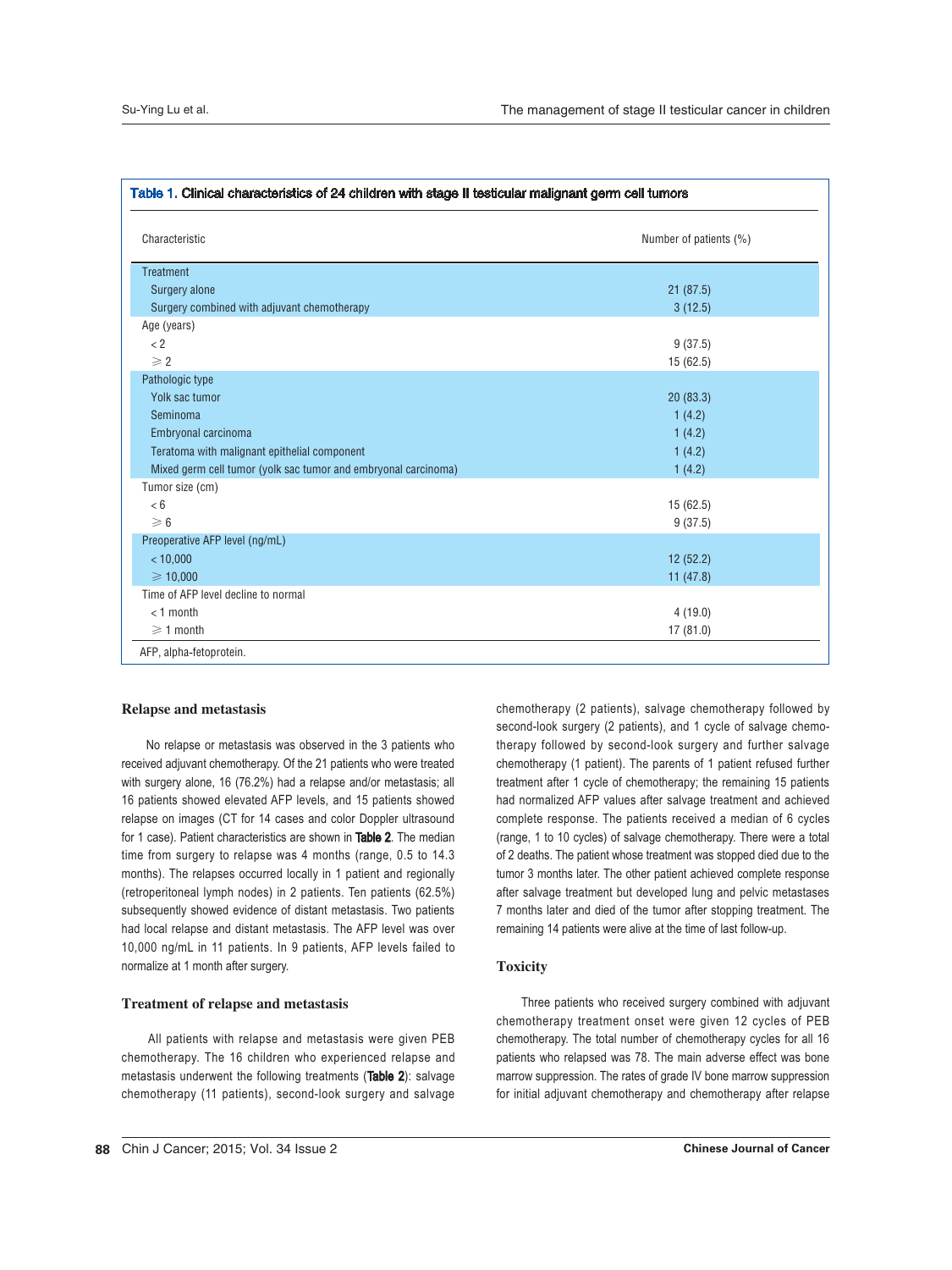**Table 1. Clinical characteristics of 24 children with stage II testicular malignant germ cell tumors**

| Characteristic | Number of patients (%) |
|---|---|
| Treatment | |
| Surgery alone | 21 (87.5) |
| Surgery combined with adjuvant chemotherapy | 3 (12.5) |
| Age (years) | |
| < 2 | 9 (37.5) |
| ≥ 2 | 15 (62.5) |
| Pathologic type | |
| Yolk sac tumor | 20 (83.3) |
| Seminoma | 1 (4.2) |
| Embryonal carcinoma | 1 (4.2) |
| Teratoma with malignant epithelial component | 1 (4.2) |
| Mixed germ cell tumor (yolk sac tumor and embryonal carcinoma) | 1 (4.2) |
| Tumor size (cm) | |
| < 6 | 15 (62.5) |
| ≥ 6 | 9 (37.5) |
| Preoperative AFP level (ng/mL) | |
| < 10,000 | 12 (52.2) |
| ≥ 10,000 | 11 (47.8) |
| Time of AFP level decline to normal | |
| < 1 month | 4 (19.0) |
| ≥ 1 month | 17 (81.0) |

AFP, alpha-fetoprotein.

### Relapse and metastasis

No relapse or metastasis was observed in the 3 patients who received adjuvant chemotherapy. Of the 21 patients who were treated with surgery alone, 16 (76.2%) had a relapse and/or metastasis; all 16 patients showed elevated AFP levels, and 15 patients showed relapse on images (CT for 14 cases and color Doppler ultrasound for 1 case). Patient characteristics are shown in **Table 2**. The median time from surgery to relapse was 4 months (range, 0.5 to 14.3 months). The relapses occurred locally in 1 patient and regionally (retroperitoneal lymph nodes) in 2 patients. Ten patients (62.5%) subsequently showed evidence of distant metastasis. Two patients had local relapse and distant metastasis. The AFP level was over 10,000 ng/mL in 11 patients. In 9 patients, AFP levels failed to normalize at 1 month after surgery.

### Treatment of relapse and metastasis

All patients with relapse and metastasis were given PEB chemotherapy. The 16 children who experienced relapse and metastasis underwent the following treatments (**Table 2**): salvage chemotherapy (11 patients), second-look surgery and salvage chemotherapy (2 patients), salvage chemotherapy followed by second-look surgery (2 patients), and 1 cycle of salvage chemotherapy followed by second-look surgery and further salvage chemotherapy (1 patient). The parents of 1 patient refused further treatment after 1 cycle of chemotherapy; the remaining 15 patients had normalized AFP values after salvage treatment and achieved complete response. The patients received a median of 6 cycles (range, 1 to 10 cycles) of salvage chemotherapy. There were a total of 2 deaths. The patient whose treatment was stopped died due to the tumor 3 months later. The other patient achieved complete response after salvage treatment but developed lung and pelvic metastases 7 months later and died of the tumor after stopping treatment. The remaining 14 patients were alive at the time of last follow-up.

### Toxicity

Three patients who received surgery combined with adjuvant chemotherapy treatment onset were given 12 cycles of PEB chemotherapy. The total number of chemotherapy cycles for all 16 patients who relapsed was 78. The main adverse effect was bone marrow suppression. The rates of grade IV bone marrow suppression for initial adjuvant chemotherapy and chemotherapy after relapse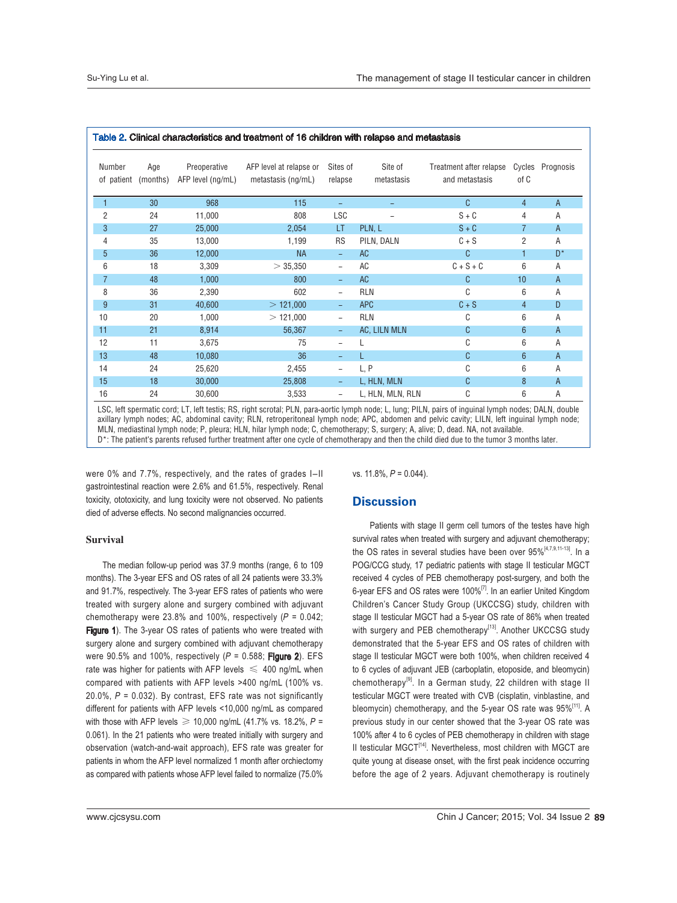**Table 2. Clinical characteristics and treatment of 16 children with relapse and metastasis**

| Number of patient | Age (months) | Preoperative AFP level (ng/mL) | AFP level at relapse or metastasis (ng/mL) | Sites of relapse | Site of metastasis | Treatment after relapse and metastasis | Cycles of C | Prognosis |
|---|---|---|---|---|---|---|---|---|
| 1 | 30 | 968 | 115 | – | – | C | 4 | A |
| 2 | 24 | 11,000 | 808 | LSC | – | S + C | 4 | A |
| 3 | 27 | 25,000 | 2,054 | LT | PLN, L | S + C | 7 | A |
| 4 | 35 | 13,000 | 1,199 | RS | PILN, DALN | C + S | 2 | A |
| 5 | 36 | 12,000 | NA | – | AC | C | 1 | D* |
| 6 | 18 | 3,309 | > 35,350 | – | AC | C + S + C | 6 | A |
| 7 | 48 | 1,000 | 800 | – | AC | C | 10 | A |
| 8 | 36 | 2,390 | 602 | – | RLN | C | 6 | A |
| 9 | 31 | 40,600 | > 121,000 | – | APC | C + S | 4 | D |
| 10 | 20 | 1,000 | > 121,000 | – | RLN | C | 6 | A |
| 11 | 21 | 8,914 | 56,367 | – | AC, LILN MLN | C | 6 | A |
| 12 | 11 | 3,675 | 75 | – | L | C | 6 | A |
| 13 | 48 | 10,080 | 36 | – | L | C | 6 | A |
| 14 | 24 | 25,620 | 2,455 | – | L, P | C | 6 | A |
| 15 | 18 | 30,000 | 25,808 | – | L, HLN, MLN | C | 8 | A |
| 16 | 24 | 30,600 | 3,533 | – | L, HLN, MLN, RLN | C | 6 | A |

LSC, left spermatic cord; LT, left testis; RS, right scrotal; PLN, para-aortic lymph node; L, lung; PILN, pairs of inguinal lymph nodes; DALN, double axillary lymph nodes; AC, abdominal cavity; RLN, retroperitoneal lymph node; APC, abdomen and pelvic cavity; LILN, left inguinal lymph node; MLN, mediastinal lymph node; P, pleura; HLN, hilar lymph node; C, chemotherapy; S, surgery; A, alive; D, dead. NA, not available.
D*: The patient's parents refused further treatment after one cycle of chemotherapy and then the child died due to the tumor 3 months later.

were 0% and 7.7%, respectively, and the rates of grades I–II gastrointestinal reaction were 2.6% and 61.5%, respectively. Renal toxicity, ototoxicity, and lung toxicity were not observed. No patients died of adverse effects. No second malignancies occurred.

### Survival

The median follow-up period was 37.9 months (range, 6 to 109 months). The 3-year EFS and OS rates of all 24 patients were 33.3% and 91.7%, respectively. The 3-year EFS rates of patients who were treated with surgery alone and surgery combined with adjuvant chemotherapy were 23.8% and 100%, respectively ($P$ = 0.042; **Figure 1**). The 3-year OS rates of patients who were treated with surgery alone and surgery combined with adjuvant chemotherapy were 90.5% and 100%, respectively ($P$ = 0.588; **Figure 2**). EFS rate was higher for patients with AFP levels $\leqslant$ 400 ng/mL when compared with patients with AFP levels >400 ng/mL (100% vs. 20.0%, $P$ = 0.032). By contrast, EFS rate was not significantly different for patients with AFP levels <10,000 ng/mL as compared with those with AFP levels $\geqslant$ 10,000 ng/mL (41.7% vs. 18.2%, $P$ = 0.061). In the 21 patients who were treated initially with surgery and observation (watch-and-wait approach), EFS rate was greater for patients in whom the AFP level normalized 1 month after orchiectomy as compared with patients whose AFP level failed to normalize (75.0% vs. 11.8%, $P$ = 0.044).

## Discussion

Patients with stage II germ cell tumors of the testes have high survival rates when treated with surgery and adjuvant chemotherapy; the OS rates in several studies have been over 95%[4,7,9,11-13]. In a POG/CCG study, 17 pediatric patients with stage II testicular MGCT received 4 cycles of PEB chemotherapy post-surgery, and both the 6-year EFS and OS rates were 100%[7]. In an earlier United Kingdom Children's Cancer Study Group (UKCCSG) study, children with stage II testicular MGCT had a 5-year OS rate of 86% when treated with surgery and PEB chemotherapy[13]. Another UKCCSG study demonstrated that the 5-year EFS and OS rates of children with stage II testicular MGCT were both 100%, when children received 4 to 6 cycles of adjuvant JEB (carboplatin, etoposide, and bleomycin) chemotherapy[9]. In a German study, 22 children with stage II testicular MGCT were treated with CVB (cisplatin, vinblastine, and bleomycin) chemotherapy, and the 5-year OS rate was 95%[11]. A previous study in our center showed that the 3-year OS rate was 100% after 4 to 6 cycles of PEB chemotherapy in children with stage II testicular MGCT[14]. Nevertheless, most children with MGCT are quite young at disease onset, with the first peak incidence occurring before the age of 2 years. Adjuvant chemotherapy is routinely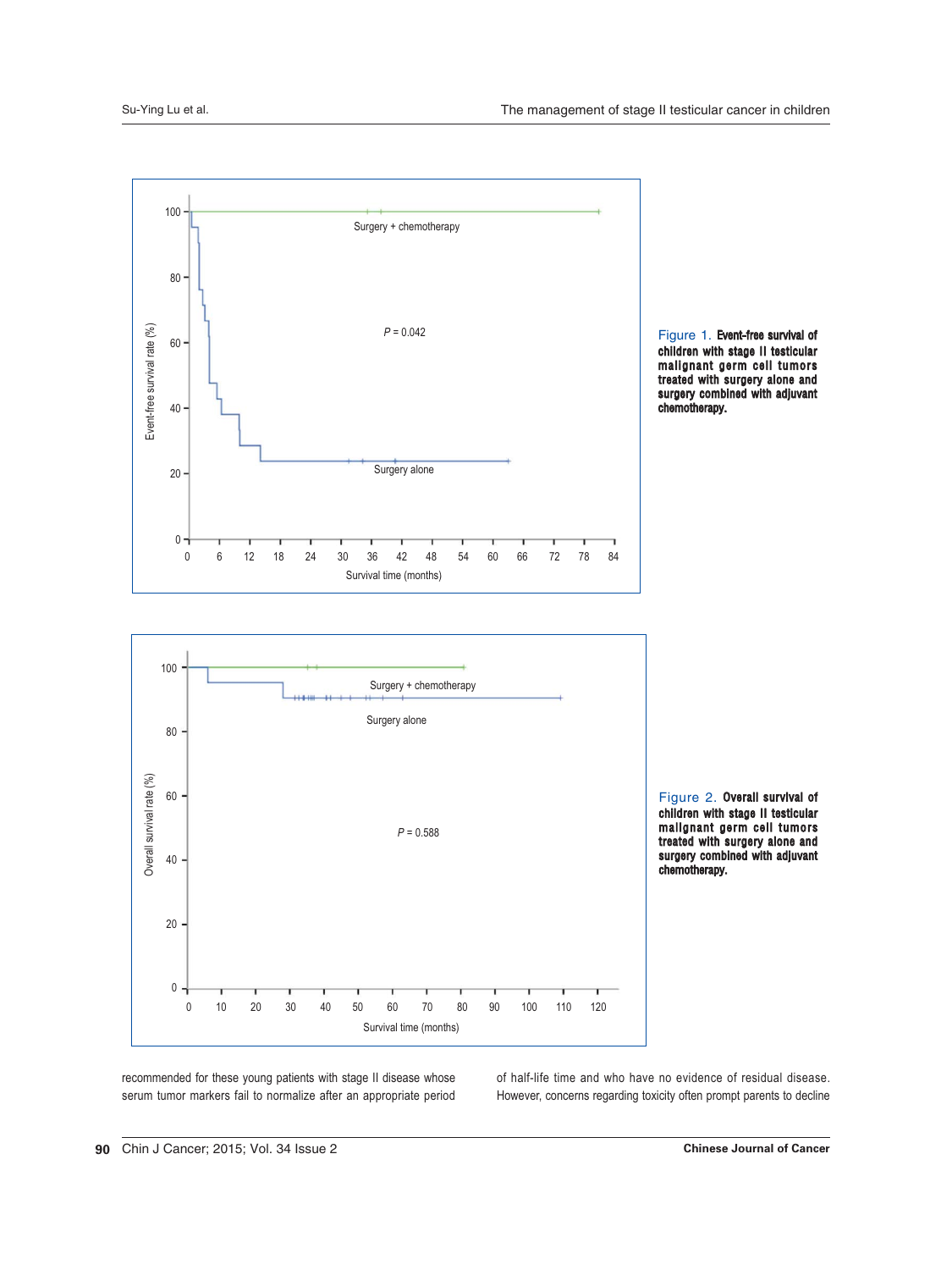Figure 1. **Event-free survival of children with stage II testicular malignant germ cell tumors treated with surgery alone and surgery combined with adjuvant chemotherapy.**

Figure 2. **Overall survival of children with stage II testicular malignant germ cell tumors treated with surgery alone and surgery combined with adjuvant chemotherapy.**

recommended for these young patients with stage II disease whose serum tumor markers fail to normalize after an appropriate period of half-life time and who have no evidence of residual disease. However, concerns regarding toxicity often prompt parents to decline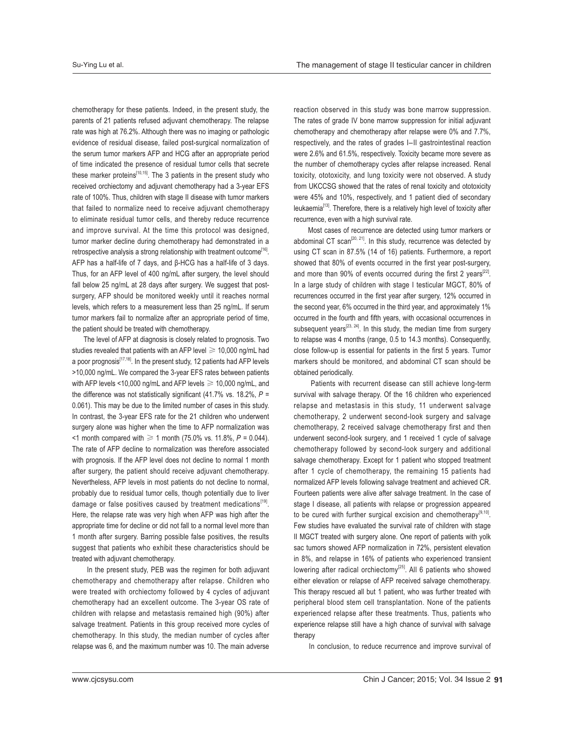chemotherapy for these patients. Indeed, in the present study, the parents of 21 patients refused adjuvant chemotherapy. The relapse rate was high at 76.2%. Although there was no imaging or pathologic evidence of residual disease, failed post-surgical normalization of the serum tumor markers AFP and HCG after an appropriate period of time indicated the presence of residual tumor cells that secrete these marker proteins[10,15]. The 3 patients in the present study who received orchiectomy and adjuvant chemotherapy had a 3-year EFS rate of 100%. Thus, children with stage II disease with tumor markers that failed to normalize need to receive adjuvant chemotherapy to eliminate residual tumor cells, and thereby reduce recurrence and improve survival. At the time this protocol was designed, tumor marker decline during chemotherapy had demonstrated in a retrospective analysis a strong relationship with treatment outcome[16]. AFP has a half-life of 7 days, and β-HCG has a half-life of 3 days. Thus, for an AFP level of 400 ng/mL after surgery, the level should fall below 25 ng/mL at 28 days after surgery. We suggest that post-surgery, AFP should be monitored weekly until it reaches normal levels, which refers to a measurement less than 25 ng/mL. If serum tumor markers fail to normalize after an appropriate period of time, the patient should be treated with chemotherapy.

The level of AFP at diagnosis is closely related to prognosis. Two studies revealed that patients with an AFP level $\geqslant$ 10,000 ng/mL had a poor prognosis[17,18]. In the present study, 12 patients had AFP levels >10,000 ng/mL. We compared the 3-year EFS rates between patients with AFP levels <10,000 ng/mL and AFP levels $\geqslant$ 10,000 ng/mL, and the difference was not statistically significant (41.7% vs. 18.2%, $P$ = 0.061). This may be due to the limited number of cases in this study. In contrast, the 3-year EFS rate for the 21 children who underwent surgery alone was higher when the time to AFP normalization was <1 month compared with $\geqslant$ 1 month (75.0% vs. 11.8%, $P$ = 0.044). The rate of AFP decline to normalization was therefore associated with prognosis. If the AFP level does not decline to normal 1 month after surgery, the patient should receive adjuvant chemotherapy. Nevertheless, AFP levels in most patients do not decline to normal, probably due to residual tumor cells, though potentially due to liver damage or false positives caused by treatment medications[19]. Here, the relapse rate was very high when AFP was high after the appropriate time for decline or did not fall to a normal level more than 1 month after surgery. Barring possible false positives, the results suggest that patients who exhibit these characteristics should be treated with adjuvant chemotherapy.

In the present study, PEB was the regimen for both adjuvant chemotherapy and chemotherapy after relapse. Children who were treated with orchiectomy followed by 4 cycles of adjuvant chemotherapy had an excellent outcome. The 3-year OS rate of children with relapse and metastasis remained high (90%) after salvage treatment. Patients in this group received more cycles of chemotherapy. In this study, the median number of cycles after relapse was 6, and the maximum number was 10. The main adverse reaction observed in this study was bone marrow suppression. The rates of grade IV bone marrow suppression for initial adjuvant chemotherapy and chemotherapy after relapse were 0% and 7.7%, respectively, and the rates of grades I–II gastrointestinal reaction were 2.6% and 61.5%, respectively. Toxicity became more severe as the number of chemotherapy cycles after relapse increased. Renal toxicity, ototoxicity, and lung toxicity were not observed. A study from UKCCSG showed that the rates of renal toxicity and ototoxicity were 45% and 10%, respectively, and 1 patient died of secondary leukaemia[13]. Therefore, there is a relatively high level of toxicity after recurrence, even with a high survival rate.

Most cases of recurrence are detected using tumor markers or abdominal CT scan[20, 21]. In this study, recurrence was detected by using CT scan in 87.5% (14 of 16) patients. Furthermore, a report showed that 80% of events occurred in the first year post-surgery, and more than 90% of events occurred during the first 2 years[22]. In a large study of children with stage I testicular MGCT, 80% of recurrences occurred in the first year after surgery, 12% occurred in the second year, 6% occurred in the third year, and approximately 1% occurred in the fourth and fifth years, with occasional occurrences in subsequent years[23, 24]. In this study, the median time from surgery to relapse was 4 months (range, 0.5 to 14.3 months). Consequently, close follow-up is essential for patients in the first 5 years. Tumor markers should be monitored, and abdominal CT scan should be obtained periodically.

Patients with recurrent disease can still achieve long-term survival with salvage therapy. Of the 16 children who experienced relapse and metastasis in this study, 11 underwent salvage chemotherapy, 2 underwent second-look surgery and salvage chemotherapy, 2 received salvage chemotherapy first and then underwent second-look surgery, and 1 received 1 cycle of salvage chemotherapy followed by second-look surgery and additional salvage chemotherapy. Except for 1 patient who stopped treatment after 1 cycle of chemotherapy, the remaining 15 patients had normalized AFP levels following salvage treatment and achieved CR. Fourteen patients were alive after salvage treatment. In the case of stage I disease, all patients with relapse or progression appeared to be cured with further surgical excision and chemotherapy[9,10]. Few studies have evaluated the survival rate of children with stage II MGCT treated with surgery alone. One report of patients with yolk sac tumors showed AFP normalization in 72%, persistent elevation in 8%, and relapse in 16% of patients who experienced transient lowering after radical orchiectomy[25]. All 6 patients who showed either elevation or relapse of AFP received salvage chemotherapy. This therapy rescued all but 1 patient, who was further treated with peripheral blood stem cell transplantation. None of the patients experienced relapse after these treatments. Thus, patients who experience relapse still have a high chance of survival with salvage therapy

In conclusion, to reduce recurrence and improve survival of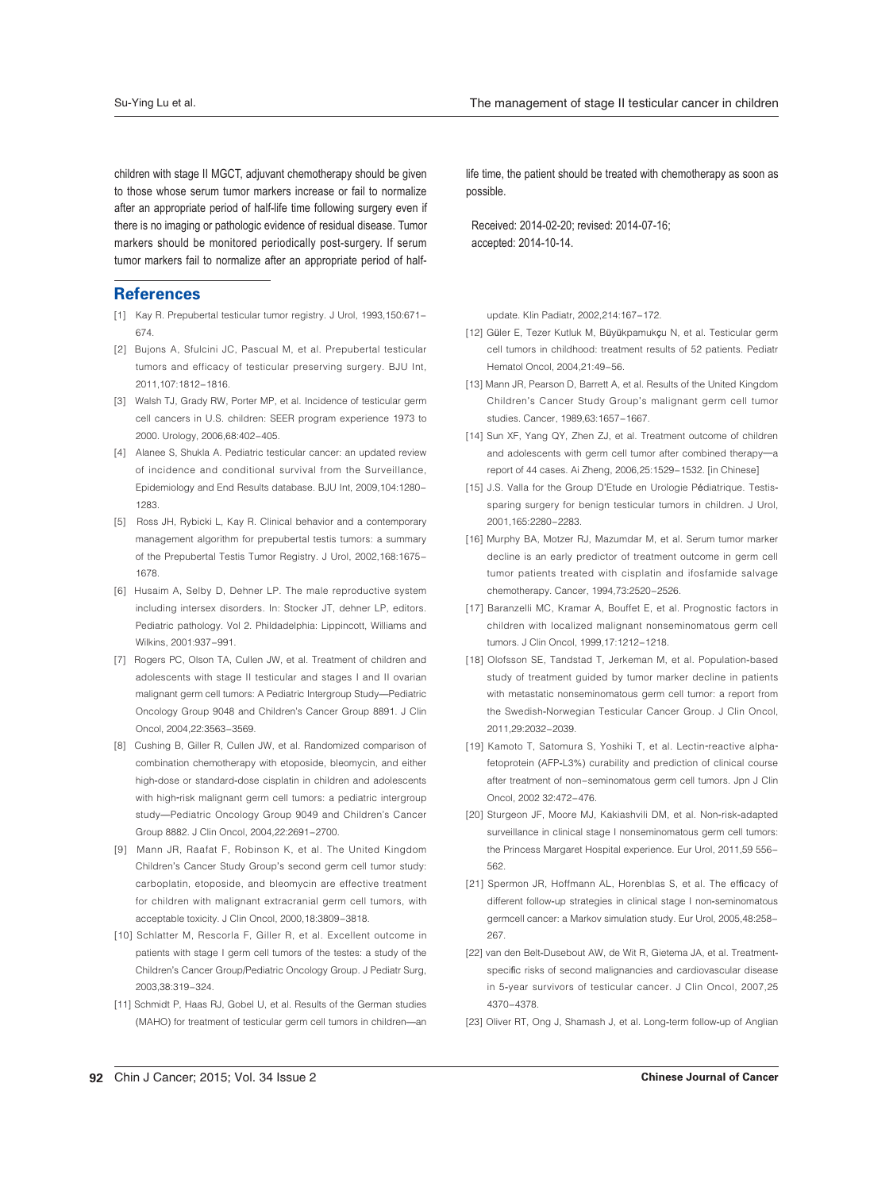children with stage II MGCT, adjuvant chemotherapy should be given to those whose serum tumor markers increase or fail to normalize after an appropriate period of half-life time following surgery even if there is no imaging or pathologic evidence of residual disease. Tumor markers should be monitored periodically post-surgery. If serum tumor markers fail to normalize after an appropriate period of half-life time, the patient should be treated with chemotherapy as soon as possible.

Received: 2014-02-20; revised: 2014-07-16; accepted: 2014-10-14.

## References

[1] Kay R. Prepubertal testicular tumor registry. J Urol, 1993,150:671–674.

[2] Bujons A, Sfulcini JC, Pascual M, et al. Prepubertal testicular tumors and efficacy of testicular preserving surgery. BJU Int, 2011,107:1812–1816.

[3] Walsh TJ, Grady RW, Porter MP, et al. Incidence of testicular germ cell cancers in U.S. children: SEER program experience 1973 to 2000. Urology, 2006,68:402–405.

[4] Alanee S, Shukla A. Pediatric testicular cancer: an updated review of incidence and conditional survival from the Surveillance, Epidemiology and End Results database. BJU Int, 2009,104:1280–1283.

[5] Ross JH, Rybicki L, Kay R. Clinical behavior and a contemporary management algorithm for prepubertal testis tumors: a summary of the Prepubertal Testis Tumor Registry. J Urol, 2002,168:1675–1678.

[6] Husaim A, Selby D, Dehner LP. The male reproductive system including intersex disorders. In: Stocker JT, dehner LP, editors. Pediatric pathology. Vol 2. Phildadelphia: Lippincott, Williams and Wilkins, 2001:937–991.

[7] Rogers PC, Olson TA, Cullen JW, et al. Treatment of children and adolescents with stage II testicular and stages I and II ovarian malignant germ cell tumors: A Pediatric Intergroup Study—Pediatric Oncology Group 9048 and Children's Cancer Group 8891. J Clin Oncol, 2004,22:3563–3569.

[8] Cushing B, Giller R, Cullen JW, et al. Randomized comparison of combination chemotherapy with etoposide, bleomycin, and either high-dose or standard-dose cisplatin in children and adolescents with high-risk malignant germ cell tumors: a pediatric intergroup study—Pediatric Oncology Group 9049 and Children's Cancer Group 8882. J Clin Oncol, 2004,22:2691–2700.

[9] Mann JR, Raafat F, Robinson K, et al. The United Kingdom Children's Cancer Study Group's second germ cell tumor study: carboplatin, etoposide, and bleomycin are effective treatment for children with malignant extracranial germ cell tumors, with acceptable toxicity. J Clin Oncol, 2000,18:3809–3818.

[10] Schlatter M, Rescorla F, Giller R, et al. Excellent outcome in patients with stage I germ cell tumors of the testes: a study of the Children's Cancer Group/Pediatric Oncology Group. J Pediatr Surg, 2003,38:319–324.

[11] Schmidt P, Haas RJ, Gobel U, et al. Results of the German studies (MAHO) for treatment of testicular germ cell tumors in children—an update. Klin Padiatr, 2002,214:167–172.

[12] Güler E, Tezer Kutluk M, Büyükpamukçu N, et al. Testicular germ cell tumors in childhood: treatment results of 52 patients. Pediatr Hematol Oncol, 2004,21:49–56.

[13] Mann JR, Pearson D, Barrett A, et al. Results of the United Kingdom Children's Cancer Study Group's malignant germ cell tumor studies. Cancer, 1989,63:1657–1667.

[14] Sun XF, Yang QY, Zhen ZJ, et al. Treatment outcome of children and adolescents with germ cell tumor after combined therapy—a report of 44 cases. Ai Zheng, 2006,25:1529–1532. [in Chinese]

[15] J.S. Valla for the Group D'Etude en Urologie Pédiatrique. Testis-sparing surgery for benign testicular tumors in children. J Urol, 2001,165:2280–2283.

[16] Murphy BA, Motzer RJ, Mazumdar M, et al. Serum tumor marker decline is an early predictor of treatment outcome in germ cell tumor patients treated with cisplatin and ifosfamide salvage chemotherapy. Cancer, 1994,73:2520–2526.

[17] Baranzelli MC, Kramar A, Bouffet E, et al. Prognostic factors in children with localized malignant nonseminomatous germ cell tumors. J Clin Oncol, 1999,17:1212–1218.

[18] Olofsson SE, Tandstad T, Jerkeman M, et al. Population-based study of treatment guided by tumor marker decline in patients with metastatic nonseminomatous germ cell tumor: a report from the Swedish-Norwegian Testicular Cancer Group. J Clin Oncol, 2011,29:2032–2039.

[19] Kamoto T, Satomura S, Yoshiki T, et al. Lectin-reactive alpha-fetoprotein (AFP-L3%) curability and prediction of clinical course after treatment of non–seminomatous germ cell tumors. Jpn J Clin Oncol, 2002 32:472–476.

[20] Sturgeon JF, Moore MJ, Kakiashvili DM, et al. Non-risk-adapted surveillance in clinical stage I nonseminomatous germ cell tumors: the Princess Margaret Hospital experience. Eur Urol, 2011,59 556–562.

[21] Spermon JR, Hoffmann AL, Horenblas S, et al. The efficacy of different follow-up strategies in clinical stage I non-seminomatous germcell cancer: a Markov simulation study. Eur Urol, 2005,48:258–267.

[22] van den Belt-Dusebout AW, de Wit R, Gietema JA, et al. Treatment-specific risks of second malignancies and cardiovascular disease in 5-year survivors of testicular cancer. J Clin Oncol, 2007,25 4370–4378.

[23] Oliver RT, Ong J, Shamash J, et al. Long-term follow-up of Anglian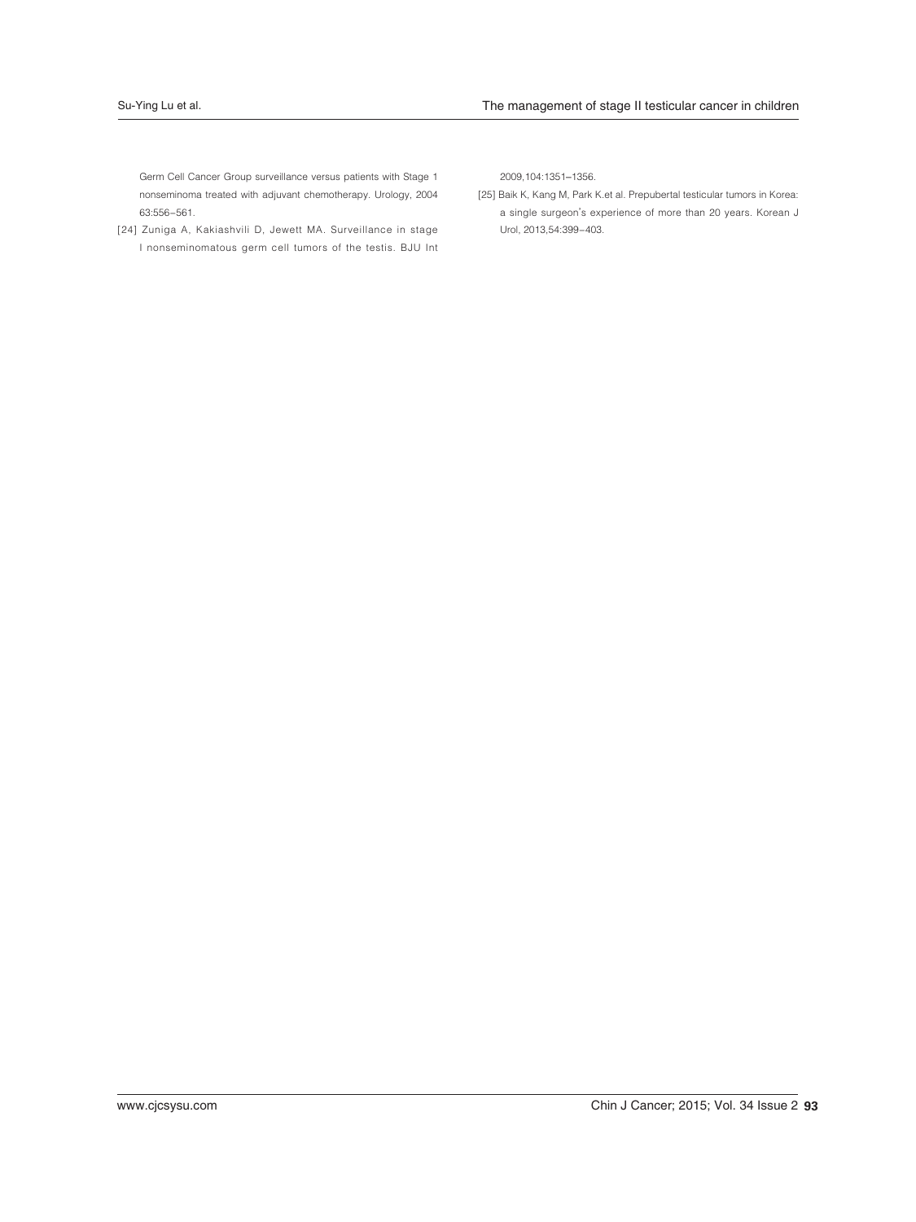Germ Cell Cancer Group surveillance versus patients with Stage 1 nonseminoma treated with adjuvant chemotherapy. Urology, 2004 63:556–561.

[24] Zuniga A, Kakiashvili D, Jewett MA. Surveillance in stage I nonseminomatous germ cell tumors of the testis. BJU Int 2009,104:1351–1356.

[25] Baik K, Kang M, Park K.et al. Prepubertal testicular tumors in Korea: a single surgeon's experience of more than 20 years. Korean J Urol, 2013,54:399–403.